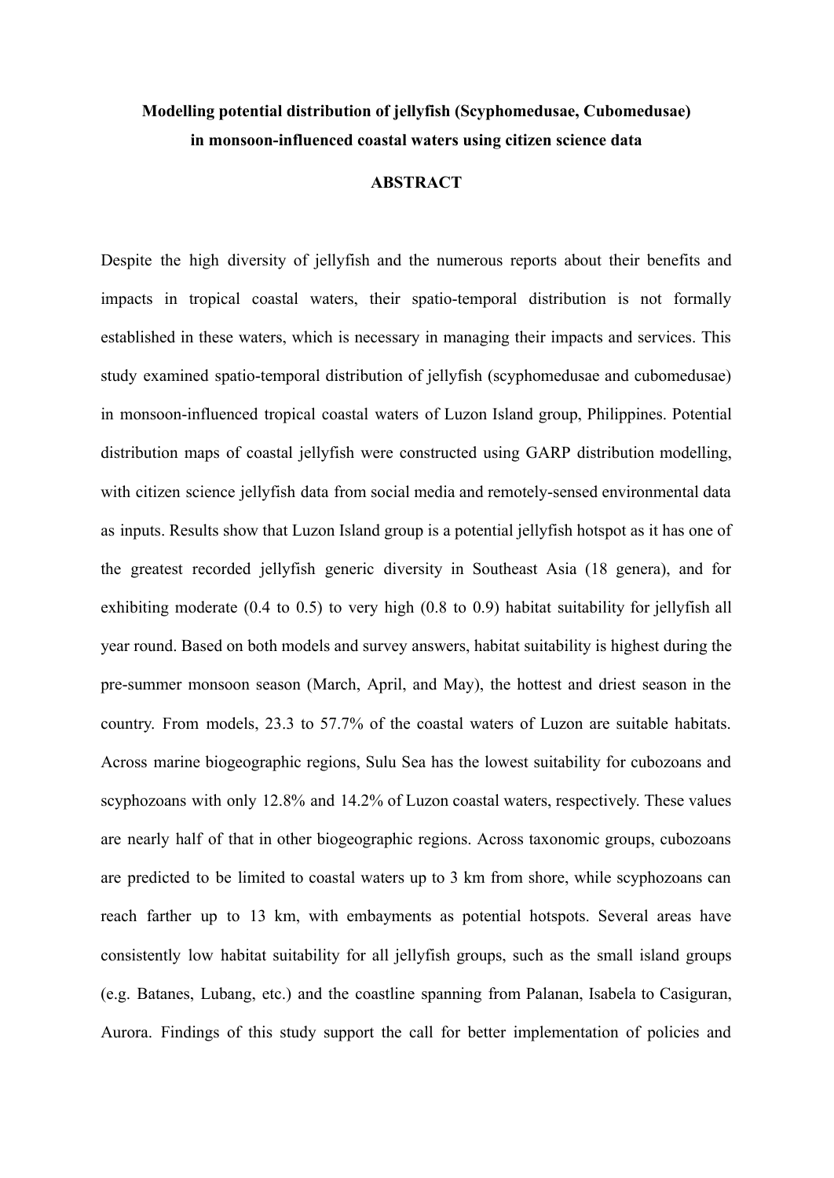# Modelling potential distribution of jellyfish (Scyphomedusae, Cubomedusae) in monsoon-influenced coastal waters using citizen science data

## ABSTRACT

Despite the high diversity of jellyfish and the numerous reports about their benefits and impacts in tropical coastal waters, their spatio-temporal distribution is not formally established in these waters, which is necessary in managing their impacts and services. This study examined spatio-temporal distribution of jellyfish (scyphomedusae and cubomedusae) in monsoon-influenced tropical coastal waters of Luzon Island group, Philippines. Potential distribution maps of coastal jellyfish were constructed using GARP distribution modelling, with citizen science jellyfish data from social media and remotely-sensed environmental data as inputs. Results show that Luzon Island group is a potential jellyfish hotspot as it has one of the greatest recorded jellyfish generic diversity in Southeast Asia (18 genera), and for exhibiting moderate (0.4 to 0.5) to very high (0.8 to 0.9) habitat suitability for jellyfish all year round. Based on both models and survey answers, habitat suitability is highest during the pre-summer monsoon season (March, April, and May), the hottest and driest season in the country. From models, 23.3 to 57.7% of the coastal waters of Luzon are suitable habitats. Across marine biogeographic regions, Sulu Sea has the lowest suitability for cubozoans and scyphozoans with only 12.8% and 14.2% of Luzon coastal waters, respectively. These values are nearly half of that in other biogeographic regions. Across taxonomic groups, cubozoans are predicted to be limited to coastal waters up to 3 km from shore, while scyphozoans can reach farther up to 13 km, with embayments as potential hotspots. Several areas have consistently low habitat suitability for all jellyfish groups, such as the small island groups (e.g. Batanes, Lubang, etc.) and the coastline spanning from Palanan, Isabela to Casiguran, Aurora. Findings of this study support the call for better implementation of policies and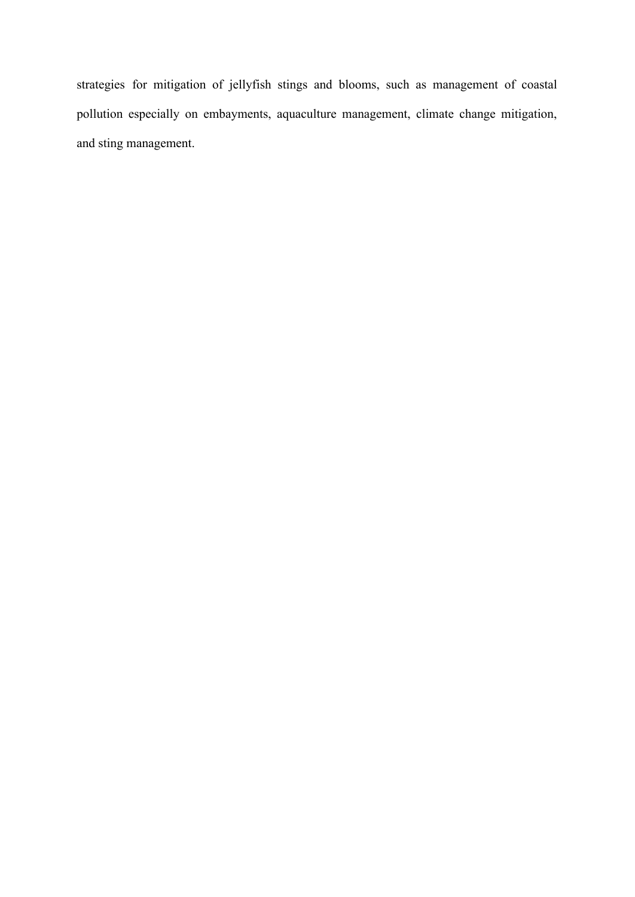strategies for mitigation of jellyfish stings and blooms, such as management of coastal pollution especially on embayments, aquaculture management, climate change mitigation, and sting management.